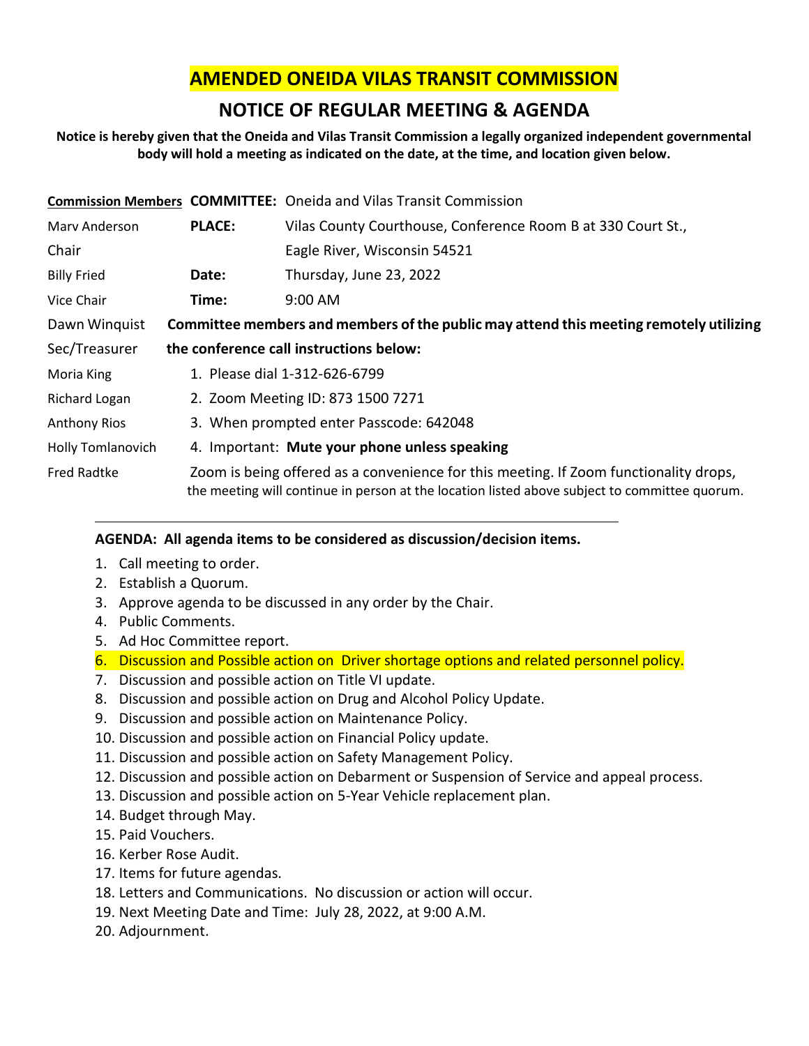# AMENDED ONEIDA VILAS TRANSIT COMMISSION

## NOTICE OF REGULAR MEETING & AGENDA

**Notice is hereby given that the Oneida and Vilas Transit Commission a legally organized independent governmental body will hold a meeting as indicated on the date, at the time, and location given below.**

| Commission Members | | |
|---|---|---|
| | **COMMITTEE:** | Oneida and Vilas Transit Commission |
| Marv Anderson Chair | **PLACE:** | Vilas County Courthouse, Conference Room B at 330 Court St., Eagle River, Wisconsin 54521 |
| Billy Fried Vice Chair | **Date:** | Thursday, June 23, 2022 |
| | **Time:** | 9:00 AM |
| Dawn Winquist Sec/Treasurer | | |
| Moria King | | |
| Richard Logan | | |
| Anthony Rios | | |
| Holly Tomlanovich | | |
| Fred Radtke | | |

**Committee members and members of the public may attend this meeting remotely utilizing the conference call instructions below:**

1. Please dial 1-312-626-6799
2. Zoom Meeting ID: 873 1500 7271
3. When prompted enter Passcode: 642048
4. Important: **Mute your phone unless speaking**

Zoom is being offered as a convenience for this meeting. If Zoom functionality drops, the meeting will continue in person at the location listed above subject to committee quorum.

---

**AGENDA: All agenda items to be considered as discussion/decision items.**

1. Call meeting to order.
2. Establish a Quorum.
3. Approve agenda to be discussed in any order by the Chair.
4. Public Comments.
5. Ad Hoc Committee report.
6. Discussion and Possible action on Driver shortage options and related personnel policy.
7. Discussion and possible action on Title VI update.
8. Discussion and possible action on Drug and Alcohol Policy Update.
9. Discussion and possible action on Maintenance Policy.
10. Discussion and possible action on Financial Policy update.
11. Discussion and possible action on Safety Management Policy.
12. Discussion and possible action on Debarment or Suspension of Service and appeal process.
13. Discussion and possible action on 5-Year Vehicle replacement plan.
14. Budget through May.
15. Paid Vouchers.
16. Kerber Rose Audit.
17. Items for future agendas.
18. Letters and Communications. No discussion or action will occur.
19. Next Meeting Date and Time: July 28, 2022, at 9:00 A.M.
20. Adjournment.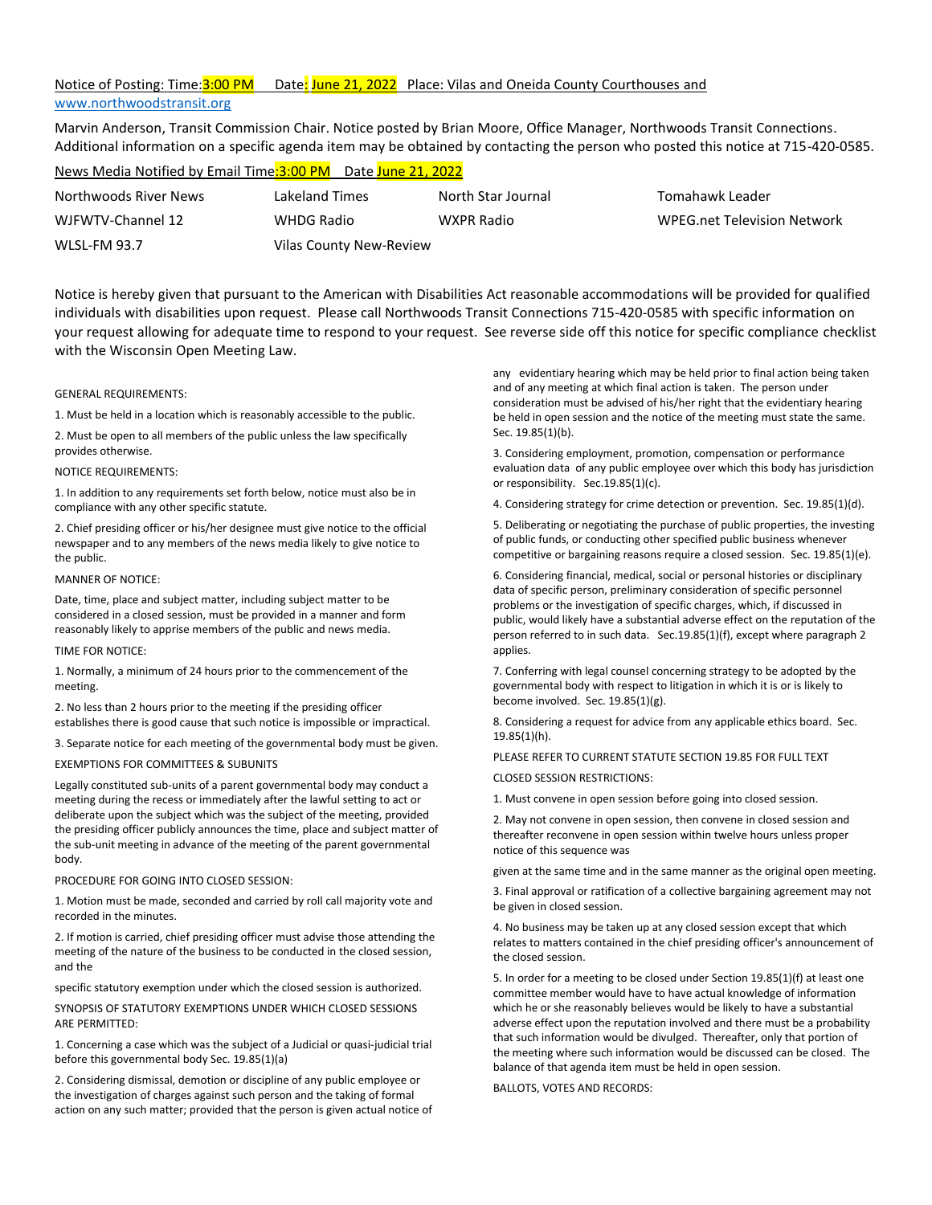Notice of Posting: Time: 3:00 PM Date: June 21, 2022 Place: Vilas and Oneida County Courthouses and www.northwoodstransit.org

Marvin Anderson, Transit Commission Chair. Notice posted by Brian Moore, Office Manager, Northwoods Transit Connections. Additional information on a specific agenda item may be obtained by contacting the person who posted this notice at 715-420-0585.

News Media Notified by Email Time: 3:00 PM Date June 21, 2022

| | | | |
|---|---|---|---|
| Northwoods River News | Lakeland Times | North Star Journal | Tomahawk Leader |
| WJFWTV-Channel 12 | WHDG Radio | WXPR Radio | WPEG.net Television Network |
| WLSL-FM 93.7 | Vilas County New-Review | | |

Notice is hereby given that pursuant to the American with Disabilities Act reasonable accommodations will be provided for qualified individuals with disabilities upon request. Please call Northwoods Transit Connections 715-420-0585 with specific information on your request allowing for adequate time to respond to your request. See reverse side off this notice for specific compliance checklist with the Wisconsin Open Meeting Law.

GENERAL REQUIREMENTS:

1. Must be held in a location which is reasonably accessible to the public.
2. Must be open to all members of the public unless the law specifically provides otherwise.

NOTICE REQUIREMENTS:

1. In addition to any requirements set forth below, notice must also be in compliance with any other specific statute.
2. Chief presiding officer or his/her designee must give notice to the official newspaper and to any members of the news media likely to give notice to the public.

MANNER OF NOTICE:

Date, time, place and subject matter, including subject matter to be considered in a closed session, must be provided in a manner and form reasonably likely to apprise members of the public and news media.

TIME FOR NOTICE:

1. Normally, a minimum of 24 hours prior to the commencement of the meeting.
2. No less than 2 hours prior to the meeting if the presiding officer establishes there is good cause that such notice is impossible or impractical.
3. Separate notice for each meeting of the governmental body must be given.

EXEMPTIONS FOR COMMITTEES & SUBUNITS

Legally constituted sub-units of a parent governmental body may conduct a meeting during the recess or immediately after the lawful setting to act or deliberate upon the subject which was the subject of the meeting, provided the presiding officer publicly announces the time, place and subject matter of the sub-unit meeting in advance of the meeting of the parent governmental body.

PROCEDURE FOR GOING INTO CLOSED SESSION:

1. Motion must be made, seconded and carried by roll call majority vote and recorded in the minutes.
2. If motion is carried, chief presiding officer must advise those attending the meeting of the nature of the business to be conducted in the closed session, and the

specific statutory exemption under which the closed session is authorized.

SYNOPSIS OF STATUTORY EXEMPTIONS UNDER WHICH CLOSED SESSIONS ARE PERMITTED:

1. Concerning a case which was the subject of a Judicial or quasi-judicial trial before this governmental body Sec. 19.85(1)(a)
2. Considering dismissal, demotion or discipline of any public employee or the investigation of charges against such person and the taking of formal action on any such matter; provided that the person is given actual notice of any evidentiary hearing which may be held prior to final action being taken and of any meeting at which final action is taken. The person under consideration must be advised of his/her right that the evidentiary hearing be held in open session and the notice of the meeting must state the same. Sec. 19.85(1)(b).
3. Considering employment, promotion, compensation or performance evaluation data of any public employee over which this body has jurisdiction or responsibility. Sec.19.85(1)(c).
4. Considering strategy for crime detection or prevention. Sec. 19.85(1)(d).
5. Deliberating or negotiating the purchase of public properties, the investing of public funds, or conducting other specified public business whenever competitive or bargaining reasons require a closed session. Sec. 19.85(1)(e).
6. Considering financial, medical, social or personal histories or disciplinary data of specific person, preliminary consideration of specific personnel problems or the investigation of specific charges, which, if discussed in public, would likely have a substantial adverse effect on the reputation of the person referred to in such data. Sec.19.85(1)(f), except where paragraph 2 applies.
7. Conferring with legal counsel concerning strategy to be adopted by the governmental body with respect to litigation in which it is or is likely to become involved. Sec. 19.85(1)(g).
8. Considering a request for advice from any applicable ethics board. Sec. 19.85(1)(h).

PLEASE REFER TO CURRENT STATUTE SECTION 19.85 FOR FULL TEXT

CLOSED SESSION RESTRICTIONS:

1. Must convene in open session before going into closed session.
2. May not convene in open session, then convene in closed session and thereafter reconvene in open session within twelve hours unless proper notice of this sequence was

given at the same time and in the same manner as the original open meeting.

3. Final approval or ratification of a collective bargaining agreement may not be given in closed session.
4. No business may be taken up at any closed session except that which relates to matters contained in the chief presiding officer's announcement of the closed session.
5. In order for a meeting to be closed under Section 19.85(1)(f) at least one committee member would have to have actual knowledge of information which he or she reasonably believes would be likely to have a substantial adverse effect upon the reputation involved and there must be a probability that such information would be divulged. Thereafter, only that portion of the meeting where such information would be discussed can be closed. The balance of that agenda item must be held in open session.

BALLOTS, VOTES AND RECORDS: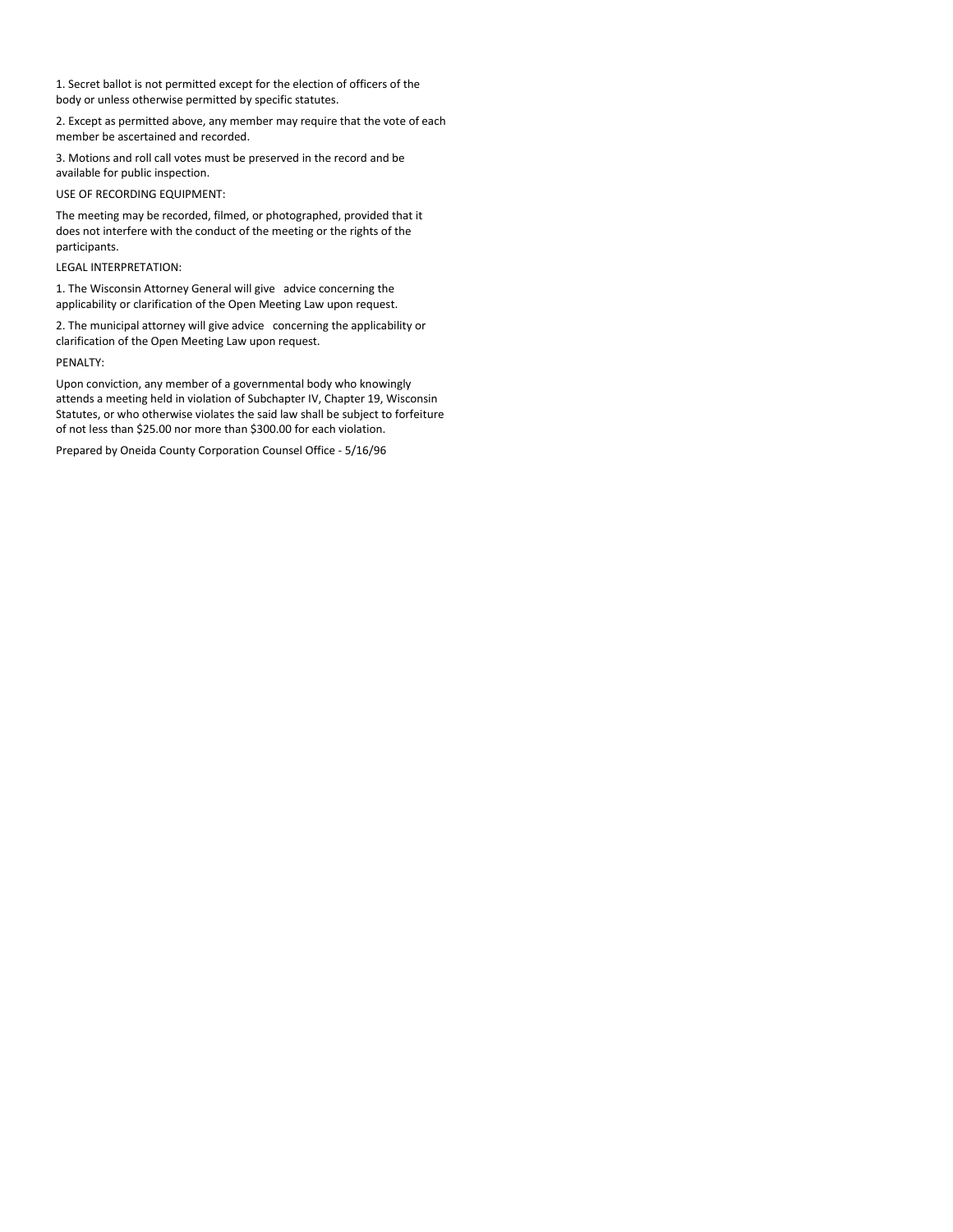1. Secret ballot is not permitted except for the election of officers of the body or unless otherwise permitted by specific statutes.

2. Except as permitted above, any member may require that the vote of each member be ascertained and recorded.

3. Motions and roll call votes must be preserved in the record and be available for public inspection.

USE OF RECORDING EQUIPMENT:

The meeting may be recorded, filmed, or photographed, provided that it does not interfere with the conduct of the meeting or the rights of the participants.

LEGAL INTERPRETATION:

1. The Wisconsin Attorney General will give advice concerning the applicability or clarification of the Open Meeting Law upon request.

2. The municipal attorney will give advice concerning the applicability or clarification of the Open Meeting Law upon request.

PENALTY:

Upon conviction, any member of a governmental body who knowingly attends a meeting held in violation of Subchapter IV, Chapter 19, Wisconsin Statutes, or who otherwise violates the said law shall be subject to forfeiture of not less than $25.00 nor more than $300.00 for each violation.

Prepared by Oneida County Corporation Counsel Office - 5/16/96